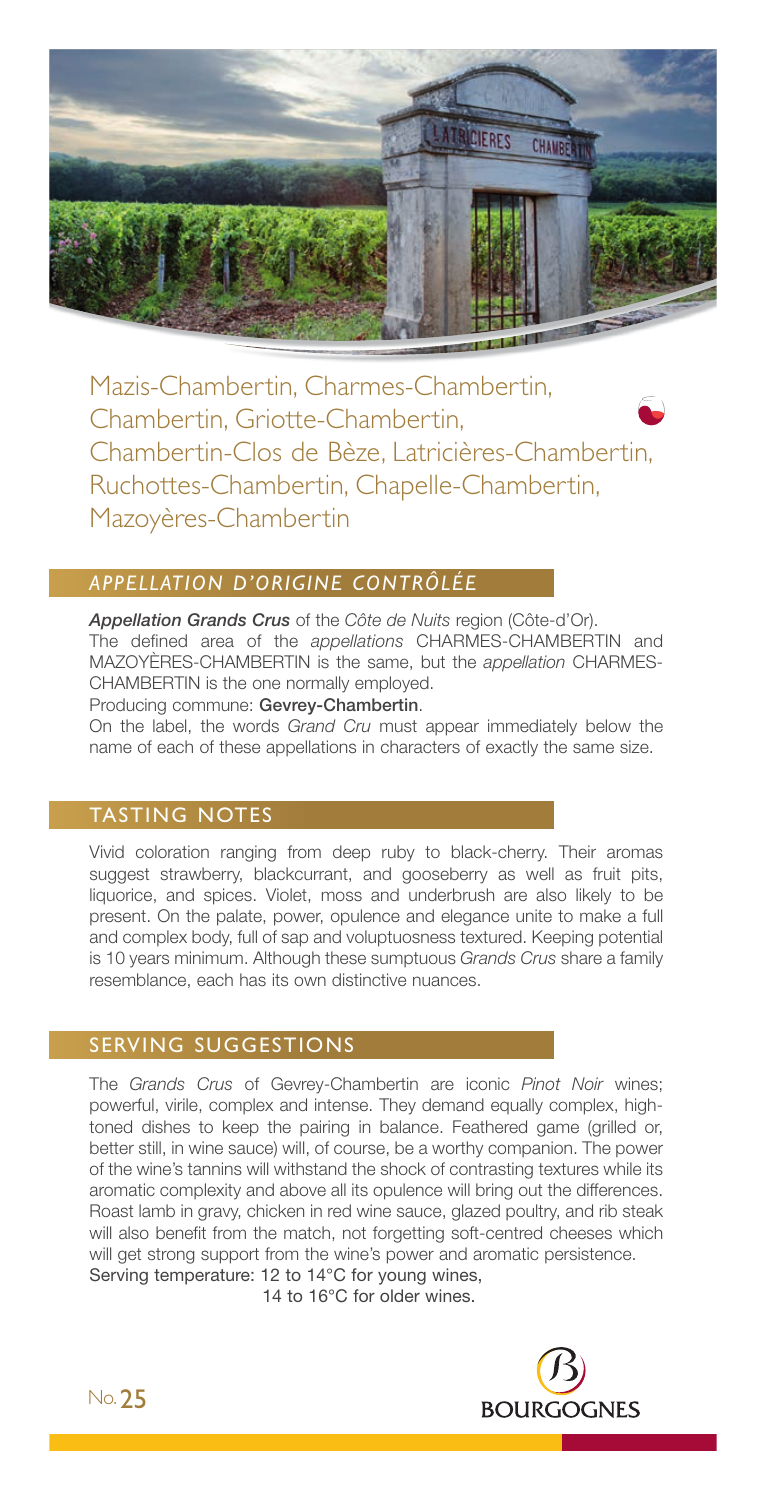# Mazis-Chambertin, Charmes-Chambertin, Chambertin, Griotte-Chambertin, Chambertin-Clos de Bèze, Latricières-Chambertin, Ruchottes-Chambertin, Chapelle-Chambertin, Mazoyères-Chambertin

## *APPELLATION D'ORIGINE CONTRÔLÉE*

***Appellation Grands Crus*** of the *Côte de Nuits* region (Côte-d'Or).
The defined area of the *appellations* CHARMES-CHAMBERTIN and MAZOYÈRES-CHAMBERTIN is the same, but the *appellation* CHARMES-CHAMBERTIN is the one normally employed.
Producing commune: **Gevrey-Chambertin**.
On the label, the words *Grand Cru* must appear immediately below the name of each of these appellations in characters of exactly the same size.

## TASTING NOTES

Vivid coloration ranging from deep ruby to black-cherry. Their aromas suggest strawberry, blackcurrant, and gooseberry as well as fruit pits, liquorice, and spices. Violet, moss and underbrush are also likely to be present. On the palate, power, opulence and elegance unite to make a full and complex body, full of sap and voluptuosness textured. Keeping potential is 10 years minimum. Although these sumptuous *Grands Crus* share a family resemblance, each has its own distinctive nuances.

## SERVING SUGGESTIONS

The *Grands Crus* of Gevrey-Chambertin are iconic *Pinot Noir* wines; powerful, virile, complex and intense. They demand equally complex, high-toned dishes to keep the pairing in balance. Feathered game (grilled or, better still, in wine sauce) will, of course, be a worthy companion. The power of the wine's tannins will withstand the shock of contrasting textures while its aromatic complexity and above all its opulence will bring out the differences. Roast lamb in gravy, chicken in red wine sauce, glazed poultry, and rib steak will also benefit from the match, not forgetting soft-centred cheeses which will get strong support from the wine's power and aromatic persistence.
Serving temperature: 12 to 14°C for young wines,
14 to 16°C for older wines.

No. 25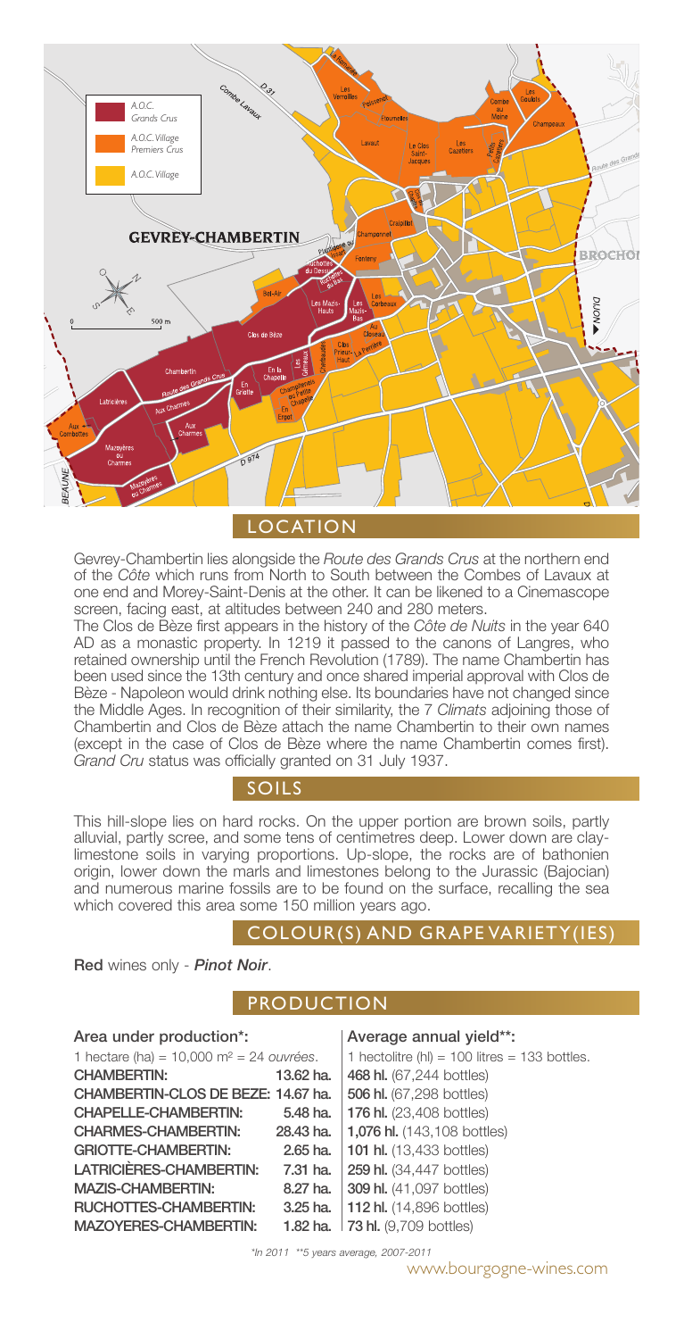A.O.C. Grands Crus

A.O.C. Village Premiers Crus

A.O.C. Village

GEVREY-CHAMBERTIN

## LOCATION

Gevrey-Chambertin lies alongside the *Route des Grands Crus* at the northern end of the *Côte* which runs from North to South between the Combes of Lavaux at one end and Morey-Saint-Denis at the other. It can be likened to a Cinemascope screen, facing east, at altitudes between 240 and 280 meters.

The Clos de Bèze first appears in the history of the *Côte de Nuits* in the year 640 AD as a monastic property. In 1219 it passed to the canons of Langres, who retained ownership until the French Revolution (1789). The name Chambertin has been used since the 13th century and once shared imperial approval with Clos de Bèze - Napoleon would drink nothing else. Its boundaries have not changed since the Middle Ages. In recognition of their similarity, the 7 *Climats* adjoining those of Chambertin and Clos de Bèze attach the name Chambertin to their own names (except in the case of Clos de Bèze where the name Chambertin comes first). *Grand Cru* status was officially granted on 31 July 1937.

## SOILS

This hill-slope lies on hard rocks. On the upper portion are brown soils, partly alluvial, partly scree, and some tens of centimetres deep. Lower down are clay-limestone soils in varying proportions. Up-slope, the rocks are of bathonien origin, lower down the marls and limestones belong to the Jurassic (Bajocian) and numerous marine fossils are to be found on the surface, recalling the sea which covered this area some 150 million years ago.

## COLOUR(S) AND GRAPE VARIETY(IES)

**Red** wines only - ***Pinot Noir***.

## PRODUCTION

| Area under production*: | | Average annual yield**: |
|---|---|---|
| 1 hectare (ha) = 10,000 m² = 24 *ouvrées*. | | 1 hectolitre (hl) = 100 litres = 133 bottles. |
| **CHAMBERTIN:** | **13.62 ha.** | **468 hl.** (67,244 bottles) |
| **CHAMBERTIN-CLOS DE BEZE:** | **14.67 ha.** | **506 hl.** (67,298 bottles) |
| **CHAPELLE-CHAMBERTIN:** | **5.48 ha.** | **176 hl.** (23,408 bottles) |
| **CHARMES-CHAMBERTIN:** | **28.43 ha.** | **1,076 hl.** (143,108 bottles) |
| **GRIOTTE-CHAMBERTIN:** | **2.65 ha.** | **101 hl.** (13,433 bottles) |
| **LATRICIÈRES-CHAMBERTIN:** | **7.31 ha.** | **259 hl.** (34,447 bottles) |
| **MAZIS-CHAMBERTIN:** | **8.27 ha.** | **309 hl.** (41,097 bottles) |
| **RUCHOTTES-CHAMBERTIN:** | **3.25 ha.** | **112 hl.** (14,896 bottles) |
| **MAZOYERES-CHAMBERTIN:** | **1.82 ha.** | **73 hl.** (9,709 bottles) |

*In 2011 **5 years average, 2007-2011

www.bourgogne-wines.com